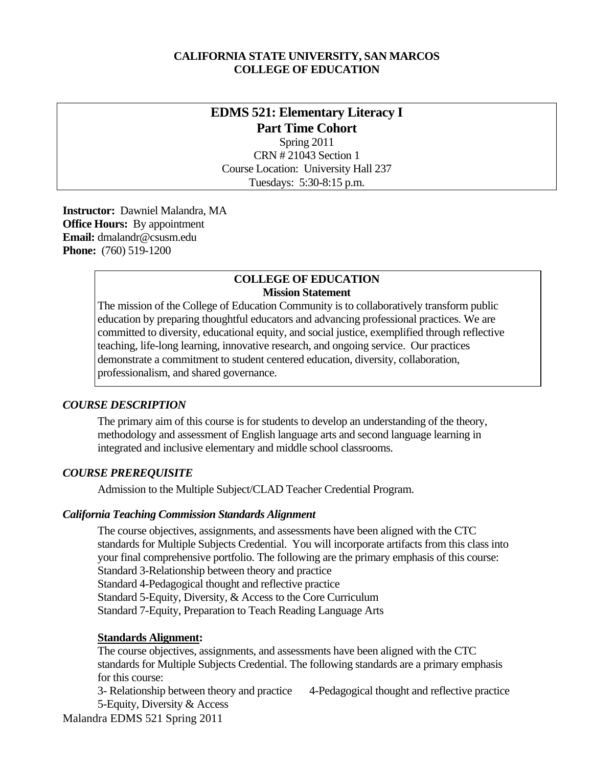**CALIFORNIA STATE UNIVERSITY, SAN MARCOS**
**COLLEGE OF EDUCATION**

# EDMS 521: Elementary Literacy I
## Part Time Cohort

Spring 2011
CRN # 21043 Section 1
Course Location: University Hall 237
Tuesdays: 5:30-8:15 p.m.

**Instructor:** Dawniel Malandra, MA
**Office Hours:** By appointment
**Email:** dmalandr@csusm.edu
**Phone:** (760) 519-1200

**COLLEGE OF EDUCATION**
**Mission Statement**

The mission of the College of Education Community is to collaboratively transform public education by preparing thoughtful educators and advancing professional practices. We are committed to diversity, educational equity, and social justice, exemplified through reflective teaching, life-long learning, innovative research, and ongoing service. Our practices demonstrate a commitment to student centered education, diversity, collaboration, professionalism, and shared governance.

### *COURSE DESCRIPTION*

The primary aim of this course is for students to develop an understanding of the theory, methodology and assessment of English language arts and second language learning in integrated and inclusive elementary and middle school classrooms.

### *COURSE PREREQUISITE*

Admission to the Multiple Subject/CLAD Teacher Credential Program.

### *California Teaching Commission Standards Alignment*

The course objectives, assignments, and assessments have been aligned with the CTC standards for Multiple Subjects Credential. You will incorporate artifacts from this class into your final comprehensive portfolio. The following are the primary emphasis of this course:
Standard 3-Relationship between theory and practice
Standard 4-Pedagogical thought and reflective practice
Standard 5-Equity, Diversity, & Access to the Core Curriculum
Standard 7-Equity, Preparation to Teach Reading Language Arts

**Standards Alignment:**

The course objectives, assignments, and assessments have been aligned with the CTC standards for Multiple Subjects Credential. The following standards are a primary emphasis for this course:
3- Relationship between theory and practice    4-Pedagogical thought and reflective practice
5-Equity, Diversity & Access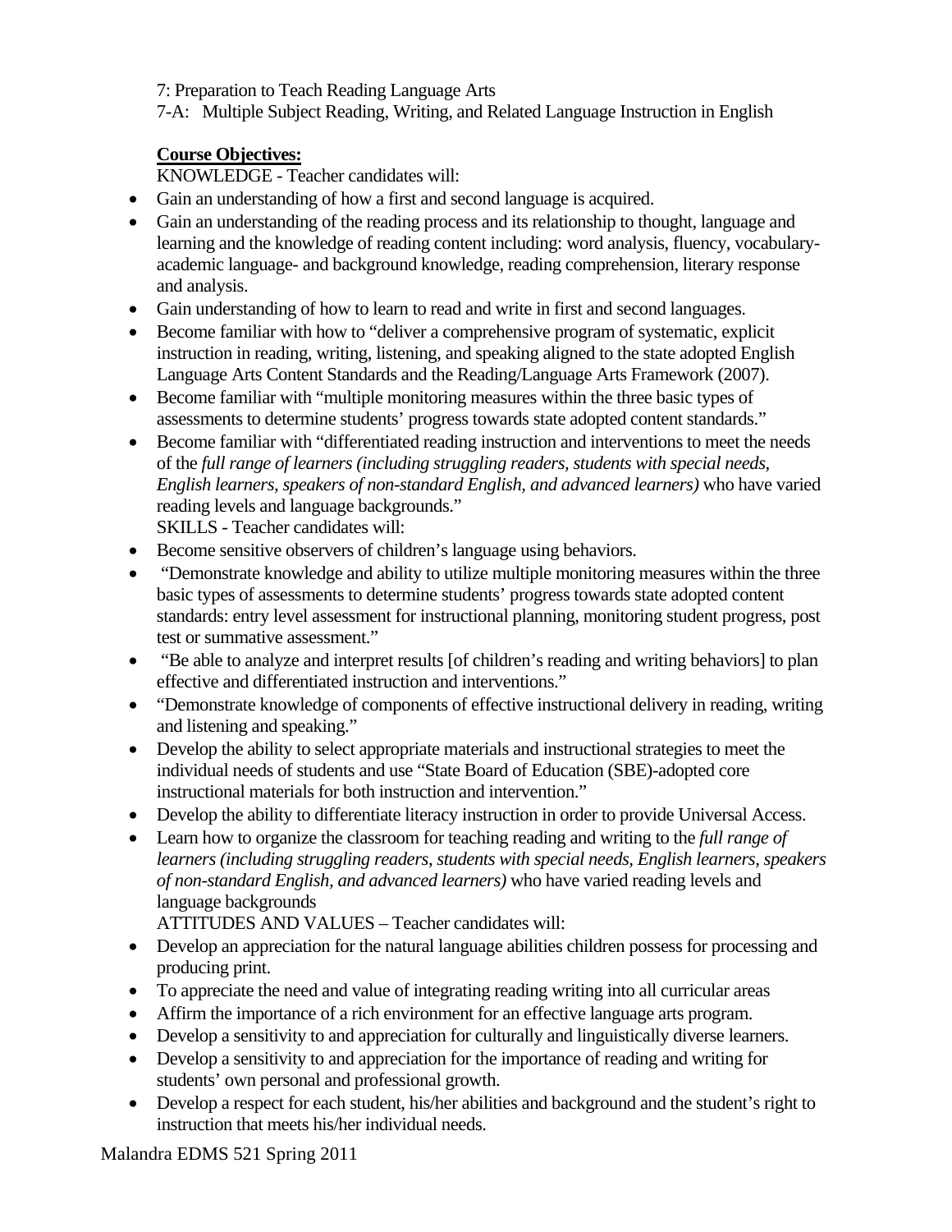7: Preparation to Teach Reading Language Arts
7-A: Multiple Subject Reading, Writing, and Related Language Instruction in English

**Course Objectives:**

KNOWLEDGE - Teacher candidates will:

- Gain an understanding of how a first and second language is acquired.
- Gain an understanding of the reading process and its relationship to thought, language and learning and the knowledge of reading content including: word analysis, fluency, vocabulary-academic language- and background knowledge, reading comprehension, literary response and analysis.
- Gain understanding of how to learn to read and write in first and second languages.
- Become familiar with how to "deliver a comprehensive program of systematic, explicit instruction in reading, writing, listening, and speaking aligned to the state adopted English Language Arts Content Standards and the Reading/Language Arts Framework (2007).
- Become familiar with "multiple monitoring measures within the three basic types of assessments to determine students' progress towards state adopted content standards."
- Become familiar with "differentiated reading instruction and interventions to meet the needs of the *full range of learners (including struggling readers, students with special needs, English learners, speakers of non-standard English, and advanced learners)* who have varied reading levels and language backgrounds."

SKILLS - Teacher candidates will:

- Become sensitive observers of children's language using behaviors.
- "Demonstrate knowledge and ability to utilize multiple monitoring measures within the three basic types of assessments to determine students' progress towards state adopted content standards: entry level assessment for instructional planning, monitoring student progress, post test or summative assessment."
- "Be able to analyze and interpret results [of children's reading and writing behaviors] to plan effective and differentiated instruction and interventions."
- "Demonstrate knowledge of components of effective instructional delivery in reading, writing and listening and speaking."
- Develop the ability to select appropriate materials and instructional strategies to meet the individual needs of students and use "State Board of Education (SBE)-adopted core instructional materials for both instruction and intervention."
- Develop the ability to differentiate literacy instruction in order to provide Universal Access.
- Learn how to organize the classroom for teaching reading and writing to the *full range of learners (including struggling readers, students with special needs, English learners, speakers of non-standard English, and advanced learners)* who have varied reading levels and language backgrounds

ATTITUDES AND VALUES – Teacher candidates will:

- Develop an appreciation for the natural language abilities children possess for processing and producing print.
- To appreciate the need and value of integrating reading writing into all curricular areas
- Affirm the importance of a rich environment for an effective language arts program.
- Develop a sensitivity to and appreciation for culturally and linguistically diverse learners.
- Develop a sensitivity to and appreciation for the importance of reading and writing for students' own personal and professional growth.
- Develop a respect for each student, his/her abilities and background and the student's right to instruction that meets his/her individual needs.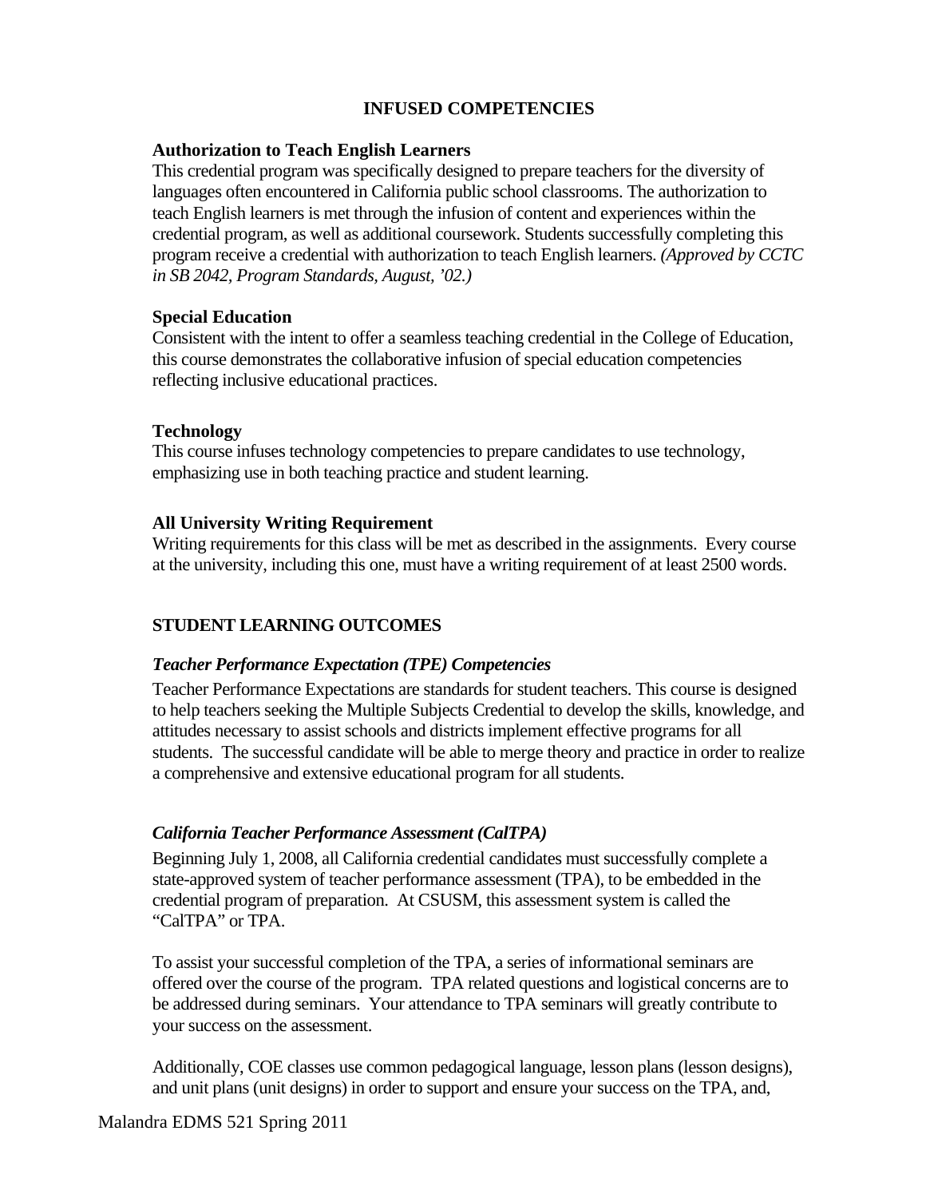## INFUSED COMPETENCIES

**Authorization to Teach English Learners**
This credential program was specifically designed to prepare teachers for the diversity of languages often encountered in California public school classrooms. The authorization to teach English learners is met through the infusion of content and experiences within the credential program, as well as additional coursework. Students successfully completing this program receive a credential with authorization to teach English learners. *(Approved by CCTC in SB 2042, Program Standards, August, '02.)*

**Special Education**
Consistent with the intent to offer a seamless teaching credential in the College of Education, this course demonstrates the collaborative infusion of special education competencies reflecting inclusive educational practices.

**Technology**
This course infuses technology competencies to prepare candidates to use technology, emphasizing use in both teaching practice and student learning.

**All University Writing Requirement**
Writing requirements for this class will be met as described in the assignments. Every course at the university, including this one, must have a writing requirement of at least 2500 words.

## STUDENT LEARNING OUTCOMES

***Teacher Performance Expectation (TPE) Competencies***

Teacher Performance Expectations are standards for student teachers. This course is designed to help teachers seeking the Multiple Subjects Credential to develop the skills, knowledge, and attitudes necessary to assist schools and districts implement effective programs for all students. The successful candidate will be able to merge theory and practice in order to realize a comprehensive and extensive educational program for all students.

***California Teacher Performance Assessment (CalTPA)***

Beginning July 1, 2008, all California credential candidates must successfully complete a state-approved system of teacher performance assessment (TPA), to be embedded in the credential program of preparation. At CSUSM, this assessment system is called the "CalTPA" or TPA.

To assist your successful completion of the TPA, a series of informational seminars are offered over the course of the program. TPA related questions and logistical concerns are to be addressed during seminars. Your attendance to TPA seminars will greatly contribute to your success on the assessment.

Additionally, COE classes use common pedagogical language, lesson plans (lesson designs), and unit plans (unit designs) in order to support and ensure your success on the TPA, and,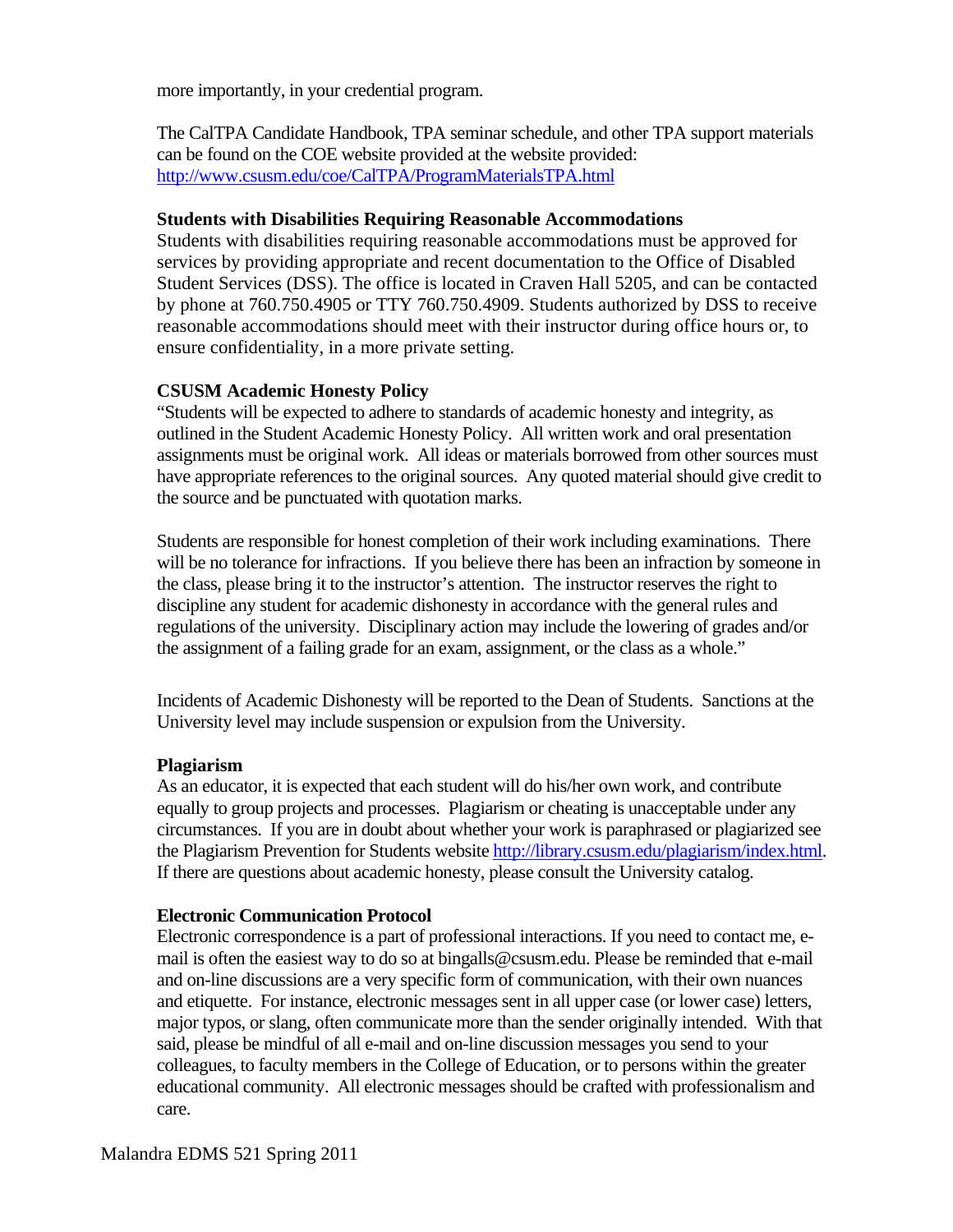more importantly, in your credential program.

The CalTPA Candidate Handbook, TPA seminar schedule, and other TPA support materials can be found on the COE website provided at the website provided: http://www.csusm.edu/coe/CalTPA/ProgramMaterialsTPA.html

**Students with Disabilities Requiring Reasonable Accommodations**

Students with disabilities requiring reasonable accommodations must be approved for services by providing appropriate and recent documentation to the Office of Disabled Student Services (DSS). The office is located in Craven Hall 5205, and can be contacted by phone at 760.750.4905 or TTY 760.750.4909. Students authorized by DSS to receive reasonable accommodations should meet with their instructor during office hours or, to ensure confidentiality, in a more private setting.

**CSUSM Academic Honesty Policy**

"Students will be expected to adhere to standards of academic honesty and integrity, as outlined in the Student Academic Honesty Policy. All written work and oral presentation assignments must be original work. All ideas or materials borrowed from other sources must have appropriate references to the original sources. Any quoted material should give credit to the source and be punctuated with quotation marks.

Students are responsible for honest completion of their work including examinations. There will be no tolerance for infractions. If you believe there has been an infraction by someone in the class, please bring it to the instructor's attention. The instructor reserves the right to discipline any student for academic dishonesty in accordance with the general rules and regulations of the university. Disciplinary action may include the lowering of grades and/or the assignment of a failing grade for an exam, assignment, or the class as a whole."

Incidents of Academic Dishonesty will be reported to the Dean of Students. Sanctions at the University level may include suspension or expulsion from the University.

**Plagiarism**

As an educator, it is expected that each student will do his/her own work, and contribute equally to group projects and processes. Plagiarism or cheating is unacceptable under any circumstances. If you are in doubt about whether your work is paraphrased or plagiarized see the Plagiarism Prevention for Students website http://library.csusm.edu/plagiarism/index.html. If there are questions about academic honesty, please consult the University catalog.

**Electronic Communication Protocol**

Electronic correspondence is a part of professional interactions. If you need to contact me, e-mail is often the easiest way to do so at bingalls@csusm.edu. Please be reminded that e-mail and on-line discussions are a very specific form of communication, with their own nuances and etiquette. For instance, electronic messages sent in all upper case (or lower case) letters, major typos, or slang, often communicate more than the sender originally intended. With that said, please be mindful of all e-mail and on-line discussion messages you send to your colleagues, to faculty members in the College of Education, or to persons within the greater educational community. All electronic messages should be crafted with professionalism and care.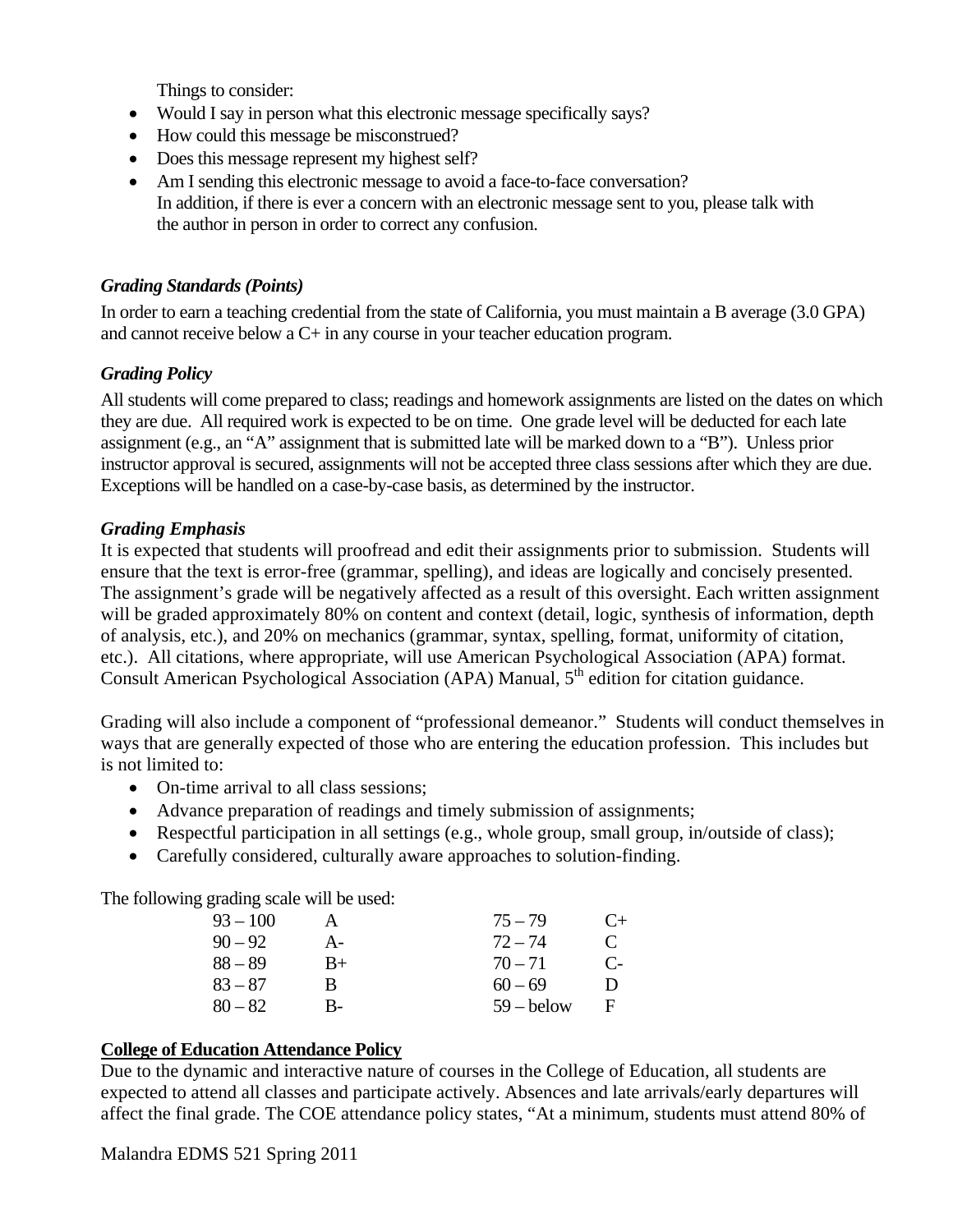Things to consider:

- Would I say in person what this electronic message specifically says?
- How could this message be misconstrued?
- Does this message represent my highest self?
- Am I sending this electronic message to avoid a face-to-face conversation?
  In addition, if there is ever a concern with an electronic message sent to you, please talk with the author in person in order to correct any confusion.

### *Grading Standards (Points)*

In order to earn a teaching credential from the state of California, you must maintain a B average (3.0 GPA) and cannot receive below a C+ in any course in your teacher education program.

### *Grading Policy*

All students will come prepared to class; readings and homework assignments are listed on the dates on which they are due. All required work is expected to be on time. One grade level will be deducted for each late assignment (e.g., an "A" assignment that is submitted late will be marked down to a "B"). Unless prior instructor approval is secured, assignments will not be accepted three class sessions after which they are due. Exceptions will be handled on a case-by-case basis, as determined by the instructor.

### *Grading Emphasis*

It is expected that students will proofread and edit their assignments prior to submission. Students will ensure that the text is error-free (grammar, spelling), and ideas are logically and concisely presented. The assignment's grade will be negatively affected as a result of this oversight. Each written assignment will be graded approximately 80% on content and context (detail, logic, synthesis of information, depth of analysis, etc.), and 20% on mechanics (grammar, syntax, spelling, format, uniformity of citation, etc.). All citations, where appropriate, will use American Psychological Association (APA) format. Consult American Psychological Association (APA) Manual, 5th edition for citation guidance.

Grading will also include a component of "professional demeanor." Students will conduct themselves in ways that are generally expected of those who are entering the education profession. This includes but is not limited to:

- On-time arrival to all class sessions;
- Advance preparation of readings and timely submission of assignments;
- Respectful participation in all settings (e.g., whole group, small group, in/outside of class);
- Carefully considered, culturally aware approaches to solution-finding.

The following grading scale will be used:

| | | | |
|---|---|---|---|
| 93 – 100 | A | 75 – 79 | C+ |
| 90 – 92 | A- | 72 – 74 | C |
| 88 – 89 | B+ | 70 – 71 | C- |
| 83 – 87 | B | 60 – 69 | D |
| 80 – 82 | B- | 59 – below | F |

## **College of Education Attendance Policy**

Due to the dynamic and interactive nature of courses in the College of Education, all students are expected to attend all classes and participate actively. Absences and late arrivals/early departures will affect the final grade. The COE attendance policy states, "At a minimum, students must attend 80% of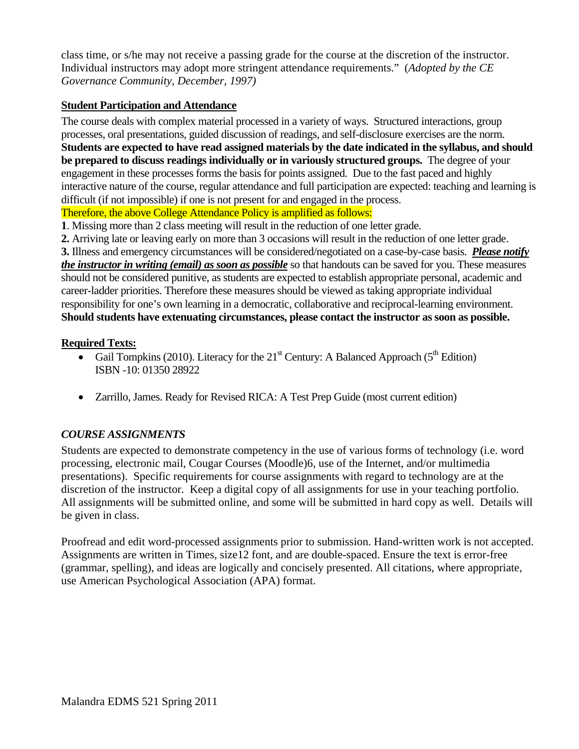class time, or s/he may not receive a passing grade for the course at the discretion of the instructor. Individual instructors may adopt more stringent attendance requirements." (*Adopted by the CE Governance Community, December, 1997)*

**Student Participation and Attendance**

The course deals with complex material processed in a variety of ways. Structured interactions, group processes, oral presentations, guided discussion of readings, and self-disclosure exercises are the norm. **Students are expected to have read assigned materials by the date indicated in the syllabus, and should be prepared to discuss readings individually or in variously structured groups.** The degree of your engagement in these processes forms the basis for points assigned. Due to the fast paced and highly interactive nature of the course, regular attendance and full participation are expected: teaching and learning is difficult (if not impossible) if one is not present for and engaged in the process.

Therefore, the above College Attendance Policy is amplified as follows:

**1**. Missing more than 2 class meeting will result in the reduction of one letter grade.

**2.** Arriving late or leaving early on more than 3 occasions will result in the reduction of one letter grade.

**3.** Illness and emergency circumstances will be considered/negotiated on a case-by-case basis. ***Please notify the instructor in writing (email) as soon as possible*** so that handouts can be saved for you. These measures should not be considered punitive, as students are expected to establish appropriate personal, academic and career-ladder priorities. Therefore these measures should be viewed as taking appropriate individual responsibility for one's own learning in a democratic, collaborative and reciprocal-learning environment. **Should students have extenuating circumstances, please contact the instructor as soon as possible.**

**Required Texts:**

- Gail Tompkins (2010). Literacy for the 21st Century: A Balanced Approach (5th Edition) ISBN -10: 01350 28922
- Zarrillo, James. Ready for Revised RICA: A Test Prep Guide (most current edition)

### *COURSE ASSIGNMENTS*

Students are expected to demonstrate competency in the use of various forms of technology (i.e. word processing, electronic mail, Cougar Courses (Moodle)6, use of the Internet, and/or multimedia presentations). Specific requirements for course assignments with regard to technology are at the discretion of the instructor. Keep a digital copy of all assignments for use in your teaching portfolio. All assignments will be submitted online, and some will be submitted in hard copy as well. Details will be given in class.

Proofread and edit word-processed assignments prior to submission. Hand-written work is not accepted. Assignments are written in Times, size12 font, and are double-spaced. Ensure the text is error-free (grammar, spelling), and ideas are logically and concisely presented. All citations, where appropriate, use American Psychological Association (APA) format.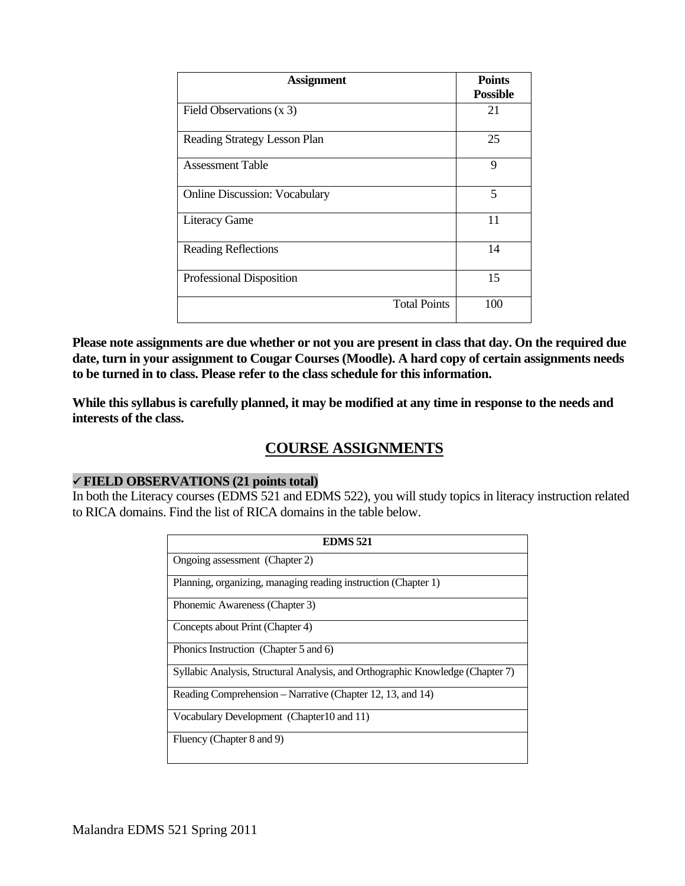| Assignment | Points Possible |
| --- | --- |
| Field Observations (x 3) | 21 |
| Reading Strategy Lesson Plan | 25 |
| Assessment Table | 9 |
| Online Discussion: Vocabulary | 5 |
| Literacy Game | 11 |
| Reading Reflections | 14 |
| Professional Disposition | 15 |
| Total Points | 100 |

**Please note assignments are due whether or not you are present in class that day. On the required due date, turn in your assignment to Cougar Courses (Moodle). A hard copy of certain assignments needs to be turned in to class. Please refer to the class schedule for this information.**

**While this syllabus is carefully planned, it may be modified at any time in response to the needs and interests of the class.**

## COURSE ASSIGNMENTS

**✓FIELD OBSERVATIONS (21 points total)**

In both the Literacy courses (EDMS 521 and EDMS 522), you will study topics in literacy instruction related to RICA domains. Find the list of RICA domains in the table below.

| EDMS 521 |
| --- |
| Ongoing assessment (Chapter 2) |
| Planning, organizing, managing reading instruction (Chapter 1) |
| Phonemic Awareness (Chapter 3) |
| Concepts about Print (Chapter 4) |
| Phonics Instruction (Chapter 5 and 6) |
| Syllabic Analysis, Structural Analysis, and Orthographic Knowledge (Chapter 7) |
| Reading Comprehension – Narrative (Chapter 12, 13, and 14) |
| Vocabulary Development (Chapter10 and 11) |
| Fluency (Chapter 8 and 9) |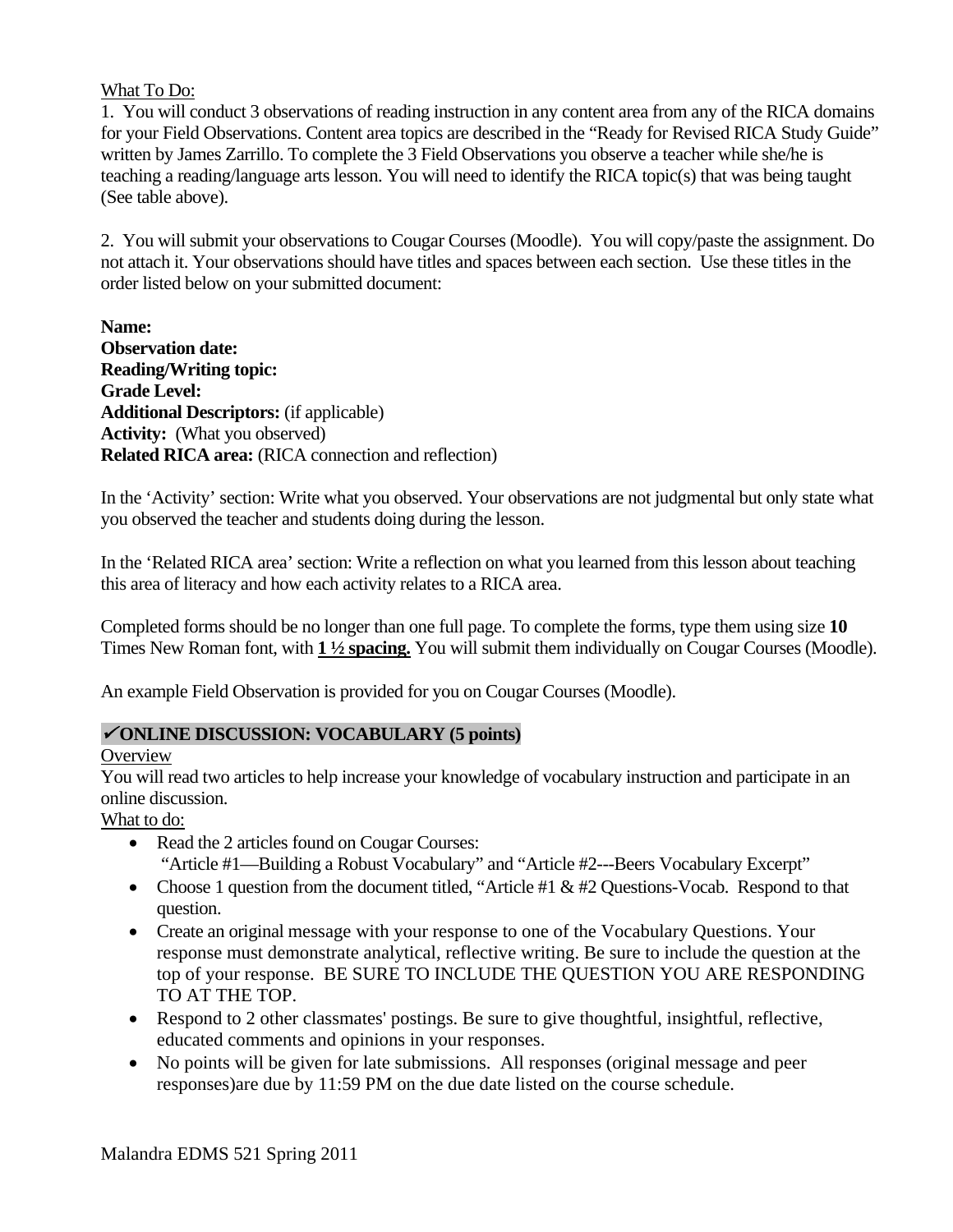What To Do:

1. You will conduct 3 observations of reading instruction in any content area from any of the RICA domains for your Field Observations. Content area topics are described in the "Ready for Revised RICA Study Guide" written by James Zarrillo. To complete the 3 Field Observations you observe a teacher while she/he is teaching a reading/language arts lesson. You will need to identify the RICA topic(s) that was being taught (See table above).

2. You will submit your observations to Cougar Courses (Moodle). You will copy/paste the assignment. Do not attach it. Your observations should have titles and spaces between each section. Use these titles in the order listed below on your submitted document:

**Name:**
**Observation date:**
**Reading/Writing topic:**
**Grade Level:**
**Additional Descriptors:** (if applicable)
**Activity:** (What you observed)
**Related RICA area:** (RICA connection and reflection)

In the 'Activity' section: Write what you observed. Your observations are not judgmental but only state what you observed the teacher and students doing during the lesson.

In the 'Related RICA area' section: Write a reflection on what you learned from this lesson about teaching this area of literacy and how each activity relates to a RICA area.

Completed forms should be no longer than one full page. To complete the forms, type them using size **10** Times New Roman font, with **1 ½ spacing.** You will submit them individually on Cougar Courses (Moodle).

An example Field Observation is provided for you on Cougar Courses (Moodle).

## ✔ONLINE DISCUSSION: VOCABULARY (5 points)

Overview

You will read two articles to help increase your knowledge of vocabulary instruction and participate in an online discussion.

What to do:

- Read the 2 articles found on Cougar Courses:
  "Article #1—Building a Robust Vocabulary" and "Article #2---Beers Vocabulary Excerpt"
- Choose 1 question from the document titled, "Article #1 & #2 Questions-Vocab. Respond to that question.
- Create an original message with your response to one of the Vocabulary Questions. Your response must demonstrate analytical, reflective writing. Be sure to include the question at the top of your response. BE SURE TO INCLUDE THE QUESTION YOU ARE RESPONDING TO AT THE TOP.
- Respond to 2 other classmates' postings. Be sure to give thoughtful, insightful, reflective, educated comments and opinions in your responses.
- No points will be given for late submissions. All responses (original message and peer responses)are due by 11:59 PM on the due date listed on the course schedule.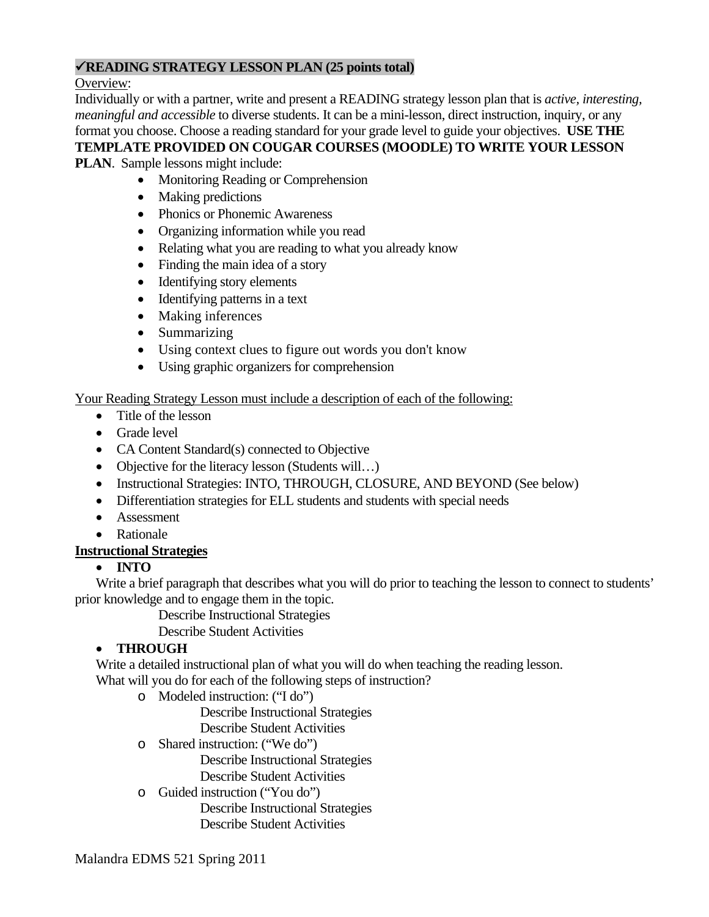## ✓READING STRATEGY LESSON PLAN (25 points total)

Overview:

Individually or with a partner, write and present a READING strategy lesson plan that is *active, interesting, meaningful and accessible* to diverse students. It can be a mini-lesson, direct instruction, inquiry, or any format you choose. Choose a reading standard for your grade level to guide your objectives. **USE THE TEMPLATE PROVIDED ON COUGAR COURSES (MOODLE) TO WRITE YOUR LESSON PLAN**. Sample lessons might include:

- Monitoring Reading or Comprehension
- Making predictions
- Phonics or Phonemic Awareness
- Organizing information while you read
- Relating what you are reading to what you already know
- Finding the main idea of a story
- Identifying story elements
- Identifying patterns in a text
- Making inferences
- Summarizing
- Using context clues to figure out words you don't know
- Using graphic organizers for comprehension

Your Reading Strategy Lesson must include a description of each of the following:

- Title of the lesson
- Grade level
- CA Content Standard(s) connected to Objective
- Objective for the literacy lesson (Students will…)
- Instructional Strategies: INTO, THROUGH, CLOSURE, AND BEYOND (See below)
- Differentiation strategies for ELL students and students with special needs
- Assessment
- Rationale

**Instructional Strategies**

- **INTO**

Write a brief paragraph that describes what you will do prior to teaching the lesson to connect to students' prior knowledge and to engage them in the topic.

Describe Instructional Strategies
Describe Student Activities

- **THROUGH**

Write a detailed instructional plan of what you will do when teaching the reading lesson.
What will you do for each of the following steps of instruction?

- Modeled instruction: ("I do")
  - Describe Instructional Strategies
  - Describe Student Activities
- Shared instruction: ("We do")
  - Describe Instructional Strategies
  - Describe Student Activities
- Guided instruction ("You do")
  - Describe Instructional Strategies
  - Describe Student Activities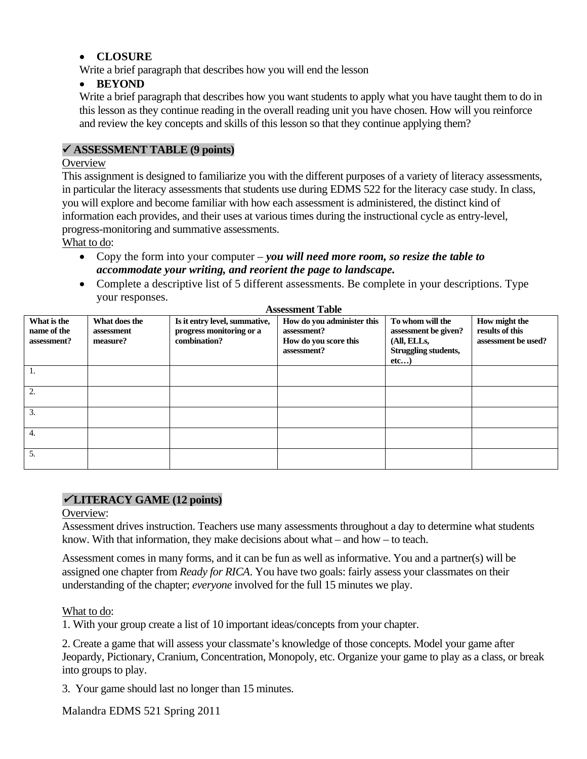- **CLOSURE**

Write a brief paragraph that describes how you will end the lesson

- **BEYOND**

Write a brief paragraph that describes how you want students to apply what you have taught them to do in this lesson as they continue reading in the overall reading unit you have chosen. How will you reinforce and review the key concepts and skills of this lesson so that they continue applying them?

## ✓ ASSESSMENT TABLE (9 points)

Overview

This assignment is designed to familiarize you with the different purposes of a variety of literacy assessments, in particular the literacy assessments that students use during EDMS 522 for the literacy case study. In class, you will explore and become familiar with how each assessment is administered, the distinct kind of information each provides, and their uses at various times during the instructional cycle as entry-level, progress-monitoring and summative assessments.

What to do:

- Copy the form into your computer – ***you will need more room, so resize the table to accommodate your writing, and reorient the page to landscape.***
- Complete a descriptive list of 5 different assessments. Be complete in your descriptions. Type your responses.

**Assessment Table**

| What is the name of the assessment? | What does the assessment measure? | Is it entry level, summative, progress monitoring or a combination? | How do you administer this assessment? How do you score this assessment? | To whom will the assessment be given? (All, ELLs, Struggling students, etc…) | How might the results of this assessment be used? |
|---|---|---|---|---|---|
| 1. | | | | | |
| 2. | | | | | |
| 3. | | | | | |
| 4. | | | | | |
| 5. | | | | | |

## ✓LITERACY GAME (12 points)

Overview:

Assessment drives instruction. Teachers use many assessments throughout a day to determine what students know. With that information, they make decisions about what – and how – to teach.

Assessment comes in many forms, and it can be fun as well as informative. You and a partner(s) will be assigned one chapter from *Ready for RICA*. You have two goals: fairly assess your classmates on their understanding of the chapter; *everyone* involved for the full 15 minutes we play.

What to do:

1. With your group create a list of 10 important ideas/concepts from your chapter.

2. Create a game that will assess your classmate's knowledge of those concepts. Model your game after Jeopardy, Pictionary, Cranium, Concentration, Monopoly, etc. Organize your game to play as a class, or break into groups to play.

3. Your game should last no longer than 15 minutes.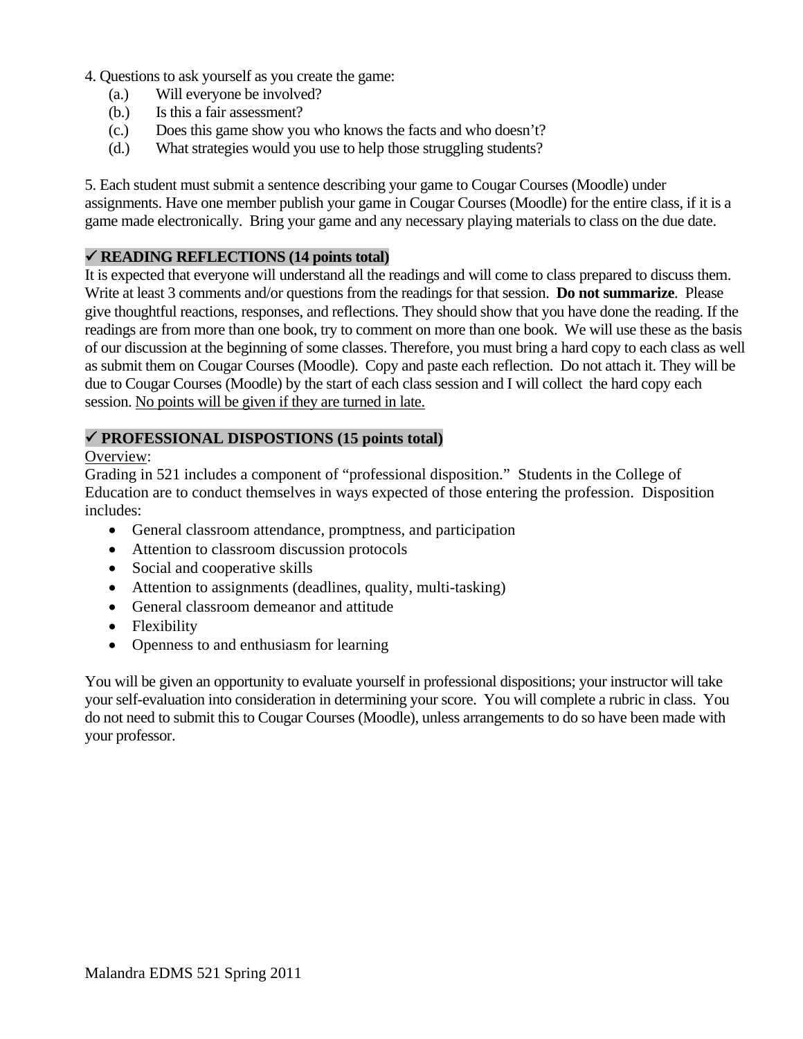4. Questions to ask yourself as you create the game:
    (a.) Will everyone be involved?
    (b.) Is this a fair assessment?
    (c.) Does this game show you who knows the facts and who doesn't?
    (d.) What strategies would you use to help those struggling students?

5. Each student must submit a sentence describing your game to Cougar Courses (Moodle) under assignments. Have one member publish your game in Cougar Courses (Moodle) for the entire class, if it is a game made electronically. Bring your game and any necessary playing materials to class on the due date.

### ✓ READING REFLECTIONS (14 points total)

It is expected that everyone will understand all the readings and will come to class prepared to discuss them. Write at least 3 comments and/or questions from the readings for that session. **Do not summarize**. Please give thoughtful reactions, responses, and reflections. They should show that you have done the reading. If the readings are from more than one book, try to comment on more than one book. We will use these as the basis of our discussion at the beginning of some classes. Therefore, you must bring a hard copy to each class as well as submit them on Cougar Courses (Moodle). Copy and paste each reflection. Do not attach it. They will be due to Cougar Courses (Moodle) by the start of each class session and I will collect the hard copy each session. <u>No points will be given if they are turned in late.</u>

### ✓ PROFESSIONAL DISPOSTIONS (15 points total)

<u>Overview</u>:
Grading in 521 includes a component of "professional disposition." Students in the College of Education are to conduct themselves in ways expected of those entering the profession. Disposition includes:

- General classroom attendance, promptness, and participation
- Attention to classroom discussion protocols
- Social and cooperative skills
- Attention to assignments (deadlines, quality, multi-tasking)
- General classroom demeanor and attitude
- Flexibility
- Openness to and enthusiasm for learning

You will be given an opportunity to evaluate yourself in professional dispositions; your instructor will take your self-evaluation into consideration in determining your score. You will complete a rubric in class. You do not need to submit this to Cougar Courses (Moodle), unless arrangements to do so have been made with your professor.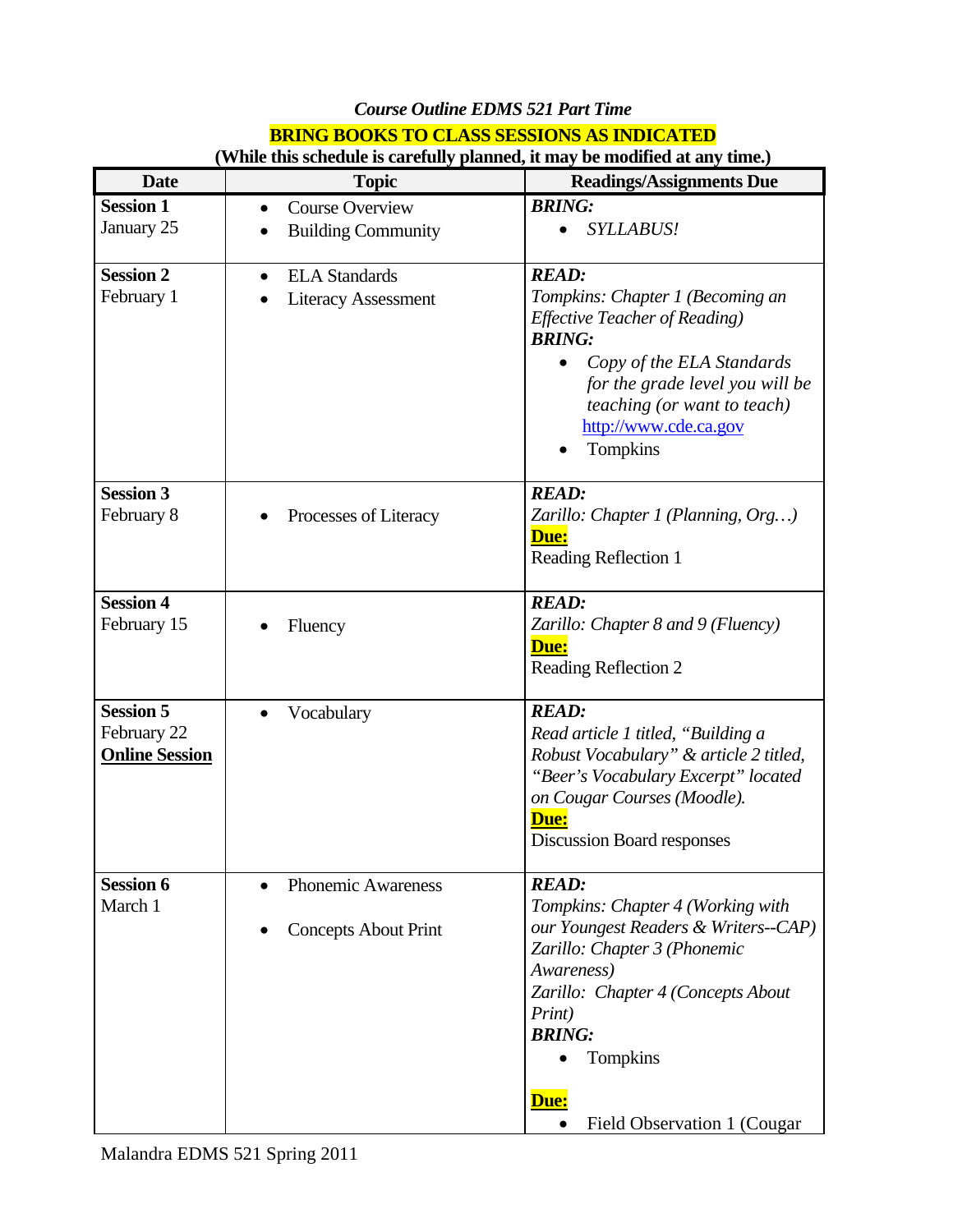*Course Outline EDMS 521 Part Time*

**BRING BOOKS TO CLASS SESSIONS AS INDICATED**

**(While this schedule is carefully planned, it may be modified at any time.)**

| Date | Topic | Readings/Assignments Due |
|---|---|---|
| **Session 1**<br>January 25 | • Course Overview<br>• Building Community | ***BRING:***<br>• *SYLLABUS!* |
| **Session 2**<br>February 1 | • ELA Standards<br>• Literacy Assessment | ***READ:***<br>*Tompkins: Chapter 1 (Becoming an Effective Teacher of Reading)*<br>***BRING:***<br>• *Copy of the ELA Standards for the grade level you will be teaching (or want to teach)* http://www.cde.ca.gov<br>• Tompkins |
| **Session 3**<br>February 8 | • Processes of Literacy | ***READ:***<br>*Zarillo: Chapter 1 (Planning, Org…)*<br>**Due:**<br>Reading Reflection 1 |
| **Session 4**<br>February 15 | • Fluency | ***READ:***<br>*Zarillo: Chapter 8 and 9 (Fluency)*<br>**Due:**<br>Reading Reflection 2 |
| **Session 5**<br>February 22<br>**Online Session** | • Vocabulary | ***READ:***<br>*Read article 1 titled, "Building a Robust Vocabulary" & article 2 titled, "Beer's Vocabulary Excerpt" located on Cougar Courses (Moodle).*<br>**Due:**<br>Discussion Board responses |
| **Session 6**<br>March 1 | • Phonemic Awareness<br>• Concepts About Print | ***READ:***<br>*Tompkins: Chapter 4 (Working with our Youngest Readers & Writers--CAP)*<br>*Zarillo: Chapter 3 (Phonemic Awareness)*<br>*Zarillo: Chapter 4 (Concepts About Print)*<br>***BRING:***<br>• Tompkins<br>**Due:**<br>• Field Observation 1 (Cougar |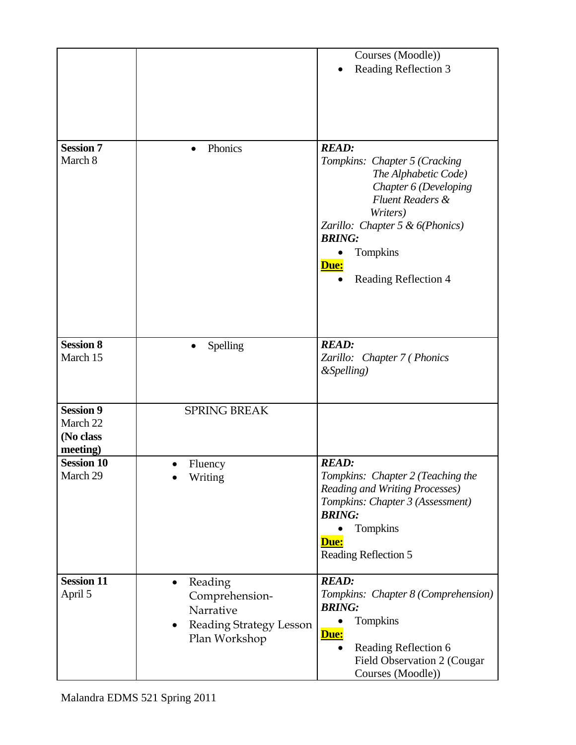| | | |
|---|---|---|
| | | Courses (Moodle))<br>• Reading Reflection 3 |
| **Session 7**<br>March 8 | • Phonics | ***READ:***<br>*Tompkins: Chapter 5 (Cracking The Alphabetic Code)*<br>*Chapter 6 (Developing Fluent Readers & Writers)*<br>*Zarillo: Chapter 5 & 6(Phonics)*<br>***BRING:***<br>• Tompkins<br>**Due:**<br>• Reading Reflection 4 |
| **Session 8**<br>March 15 | • Spelling | ***READ:***<br>*Zarillo: Chapter 7 ( Phonics &Spelling)* |
| **Session 9**<br>March 22<br>**(No class meeting)** | SPRING BREAK | |
| **Session 10**<br>March 29 | • Fluency<br>• Writing | ***READ:***<br>*Tompkins: Chapter 2 (Teaching the Reading and Writing Processes)*<br>*Tompkins: Chapter 3 (Assessment)*<br>***BRING:***<br>• Tompkins<br>**Due:**<br>Reading Reflection 5 |
| **Session 11**<br>April 5 | • Reading Comprehension-Narrative<br>• Reading Strategy Lesson Plan Workshop | ***READ:***<br>*Tompkins: Chapter 8 (Comprehension)*<br>***BRING:***<br>• Tompkins<br>**Due:**<br>• Reading Reflection 6<br>Field Observation 2 (Cougar Courses (Moodle)) |

Malandra EDMS 521 Spring 2011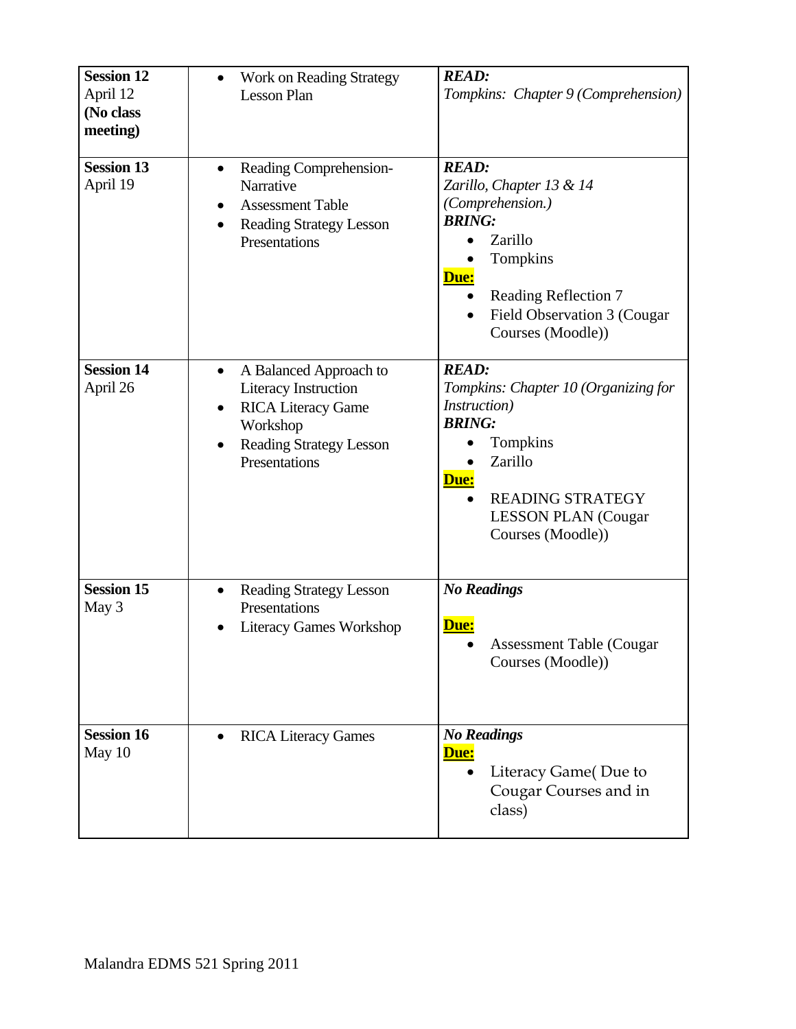| | | |
|---|---|---|
| **Session 12**<br>April 12<br>**(No class meeting)** | • Work on Reading Strategy Lesson Plan | ***READ:***<br>*Tompkins: Chapter 9 (Comprehension)* |
| **Session 13**<br>April 19 | • Reading Comprehension-Narrative<br>• Assessment Table<br>• Reading Strategy Lesson Presentations | ***READ:***<br>*Zarillo, Chapter 13 & 14 (Comprehension.)*<br>***BRING:***<br>• Zarillo<br>• Tompkins<br>**Due:**<br>• Reading Reflection 7<br>• Field Observation 3 (Cougar Courses (Moodle)) |
| **Session 14**<br>April 26 | • A Balanced Approach to Literacy Instruction<br>• RICA Literacy Game Workshop<br>• Reading Strategy Lesson Presentations | ***READ:***<br>*Tompkins: Chapter 10 (Organizing for Instruction)*<br>***BRING:***<br>• Tompkins<br>• Zarillo<br>**Due:**<br>• READING STRATEGY LESSON PLAN (Cougar Courses (Moodle)) |
| **Session 15**<br>May 3 | • Reading Strategy Lesson Presentations<br>• Literacy Games Workshop | ***No Readings***<br>**Due:**<br>• Assessment Table (Cougar Courses (Moodle)) |
| **Session 16**<br>May 10 | • RICA Literacy Games | ***No Readings***<br>**Due:**<br>• Literacy Game( Due to Cougar Courses and in class) |

Malandra EDMS 521 Spring 2011